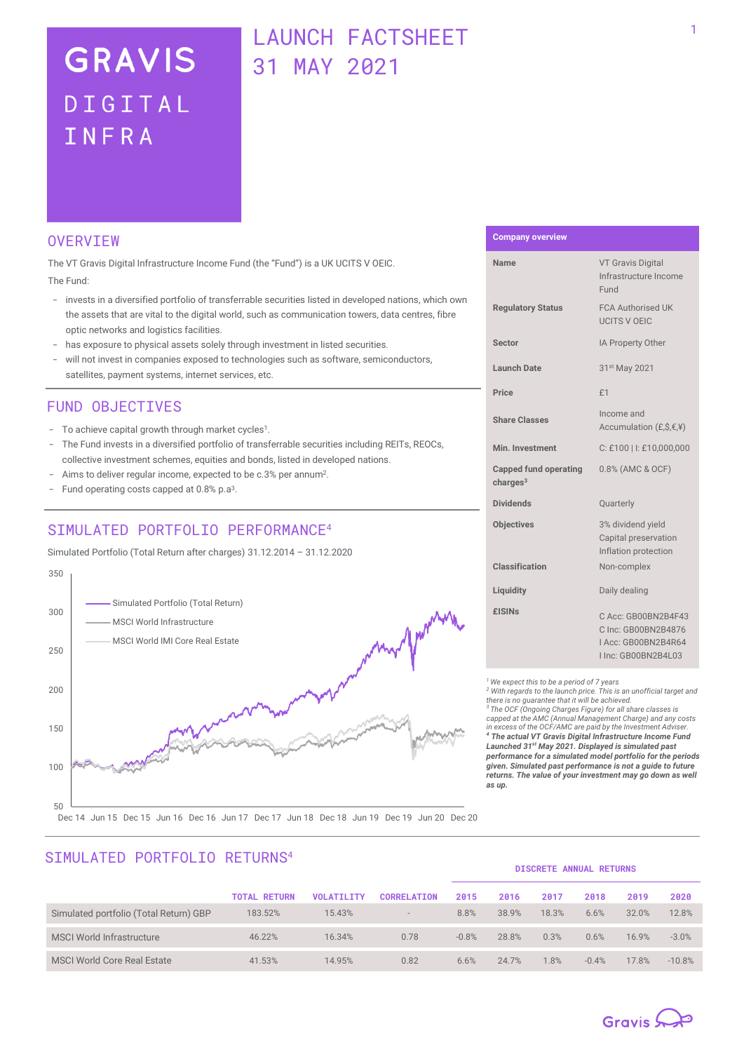# GRAVIS DIGITAL INFRA

# LAUNCH FACTSHEET 31 MAY 2021

## OVERVIEW

The VT Gravis Digital Infrastructure Income Fund (the "Fund") is a UK UCITS V OEIC.

The Fund:

- invests in a diversified portfolio of transferrable securities listed in developed nations, which own the assets that are vital to the digital world, such as communication towers, data centres, fibre optic networks and logistics facilities.
- has exposure to physical assets solely through investment in listed securities.
- will not invest in companies exposed to technologies such as software, semiconductors, satellites, payment systems, internet services, etc.

## FUND OBJECTIVES

- To achieve capital growth through market cycles[1].
- The Fund invests in a diversified portfolio of transferrable securities including REITs, REOCs, collective investment schemes, equities and bonds, listed in developed nations.
- Aims to deliver regular income, expected to be c.3% per annum[2].
- Fund operating costs capped at 0.8% p.a[3].

## SIMULATED PORTFOLIO PERFORMANCE[4]

Simulated Portfolio (Total Return after charges) 31.12.2014 – 31.12.2020

Legend: Simulated Portfolio (Total Return); MSCI World Infrastructure; MSCI World IMI Core Real Estate

Y-axis: 50 – 350. X-axis: Dec 14, Jun 15, Dec 15, Jun 16, Dec 16, Jun 17, Dec 17, Jun 18, Dec 18, Jun 19, Dec 19, Jun 20, Dec 20

## Company overview

| | |
|---|---|
| **Name** | VT Gravis Digital Infrastructure Income Fund |
| **Regulatory Status** | FCA Authorised UK UCITS V OEIC |
| **Sector** | IA Property Other |
| **Launch Date** | 31st May 2021 |
| **Price** | £1 |
| **Share Classes** | Income and Accumulation (£,$,€,¥) |
| **Min. Investment** | C: £100 \| I: £10,000,000 |
| **Capped fund operating charges[3]** | 0.8% (AMC & OCF) |
| **Dividends** | Quarterly |
| **Objectives** | 3% dividend yield<br>Capital preservation<br>Inflation protection |
| **Classification** | Non-complex |
| **Liquidity** | Daily dealing |
| **£ISINs** | C Acc: GB00BN2B4F43<br>C Inc: GB00BN2B4876<br>I Acc: GB00BN2B4R64<br>I Inc: GB00BN2B4L03 |

*[1] We expect this to be a period of 7 years*
*[2] With regards to the launch price. This is an unofficial target and there is no guarantee that it will be achieved.*
*[3] The OCF (Ongoing Charges Figure) for all share classes is capped at the AMC (Annual Management Charge) and any costs in excess of the OCF/AMC are paid by the Investment Adviser.*
***[4] The actual VT Gravis Digital Infrastructure Income Fund Launched 31st May 2021. Displayed is simulated past performance for a simulated model portfolio for the periods given. Simulated past performance is not a guide to future returns. The value of your investment may go down as well as up.***

## SIMULATED PORTFOLIO RETURNS[4]

| | TOTAL RETURN | VOLATILITY | CORRELATION | DISCRETE ANNUAL RETURNS 2015 | 2016 | 2017 | 2018 | 2019 | 2020 |
|---|---|---|---|---|---|---|---|---|---|
| Simulated portfolio (Total Return) GBP | 183.52% | 15.43% | - | 8.8% | 38.9% | 18.3% | 6.6% | 32.0% | 12.8% |
| MSCI World Infrastructure | 46.22% | 16.34% | 0.78 | -0.8% | 28.8% | 0.3% | 0.6% | 16.9% | -3.0% |
| MSCI World Core Real Estate | 41.53% | 14.95% | 0.82 | 6.6% | 24.7% | 1.8% | -0.4% | 17.8% | -10.8% |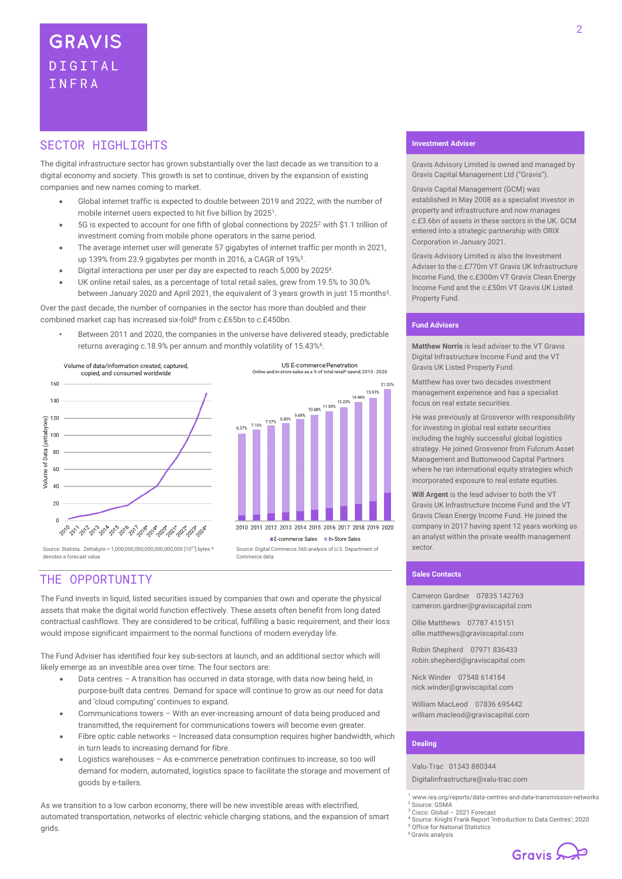# GRAVIS DIGITAL INFRA

## SECTOR HIGHLIGHTS

The digital infrastructure sector has grown substantially over the last decade as we transition to a digital economy and society. This growth is set to continue, driven by the expansion of existing companies and new names coming to market.

- Global internet traffic is expected to double between 2019 and 2022, with the number of mobile internet users expected to hit five billion by 2025[1].
- 5G is expected to account for one fifth of global connections by 2025[2] with $1.1 trillion of investment coming from mobile phone operators in the same period.
- The average internet user will generate 57 gigabytes of internet traffic per month in 2021, up 139% from 23.9 gigabytes per month in 2016, a CAGR of 19%[3].
- Digital interactions per user per day are expected to reach 5,000 by 2025[4].
- UK online retail sales, as a percentage of total retail sales, grew from 19.5% to 30.0% between January 2020 and April 2021, the equivalent of 3 years growth in just 15 months[5].

Over the past decade, the number of companies in the sector has more than doubled and their combined market cap has increased six-fold[6] from c.£65bn to c.£450bn.

- Between 2011 and 2020, the companies in the universe have delivered steady, predictable returns averaging c.18.9% per annum and monthly volatility of 15.43%[6].

Volume of data/information created, captured, copied, and consumed worldwide

Source: Statista. Zettabyte = 1,000,000,000,000,000,000,000 [$10^{21}$] bytes * denotes a forecast value

US E-commerce Penetration
Online and in-store sales as a % of total retail spend, 2010 - 2020

| Year | E-commerce share |
|---|---|
| 2010 | 6.37% |
| 2011 | 7.15% |
| 2012 | 7.97% |
| 2013 | 8.80% |
| 2014 | 9.69% |
| 2015 | 10.68% |
| 2016 | 11.83% |
| 2017 | 13.23% |
| 2018 | 14.44% |
| 2019 | 15.91% |
| 2020 | 21.32% |

Source: Digital Commerce 360 analysis of U.S. Department of Commerce data.

## THE OPPORTUNITY

The Fund invests in liquid, listed securities issued by companies that own and operate the physical assets that make the digital world function effectively. These assets often benefit from long dated contractual cashflows. They are considered to be critical, fulfilling a basic requirement, and their loss would impose significant impairment to the normal functions of modern everyday life.

The Fund Adviser has identified four key sub-sectors at launch, and an additional sector which will likely emerge as an investible area over time. The four sectors are:

- Data centres – A transition has occurred in data storage, with data now being held, in purpose-built data centres. Demand for space will continue to grow as our need for data and 'cloud computing' continues to expand.
- Communications towers – With an ever-increasing amount of data being produced and transmitted, the requirement for communications towers will become even greater.
- Fibre optic cable networks – Increased data consumption requires higher bandwidth, which in turn leads to increasing demand for fibre.
- Logistics warehouses – As e-commerce penetration continues to increase, so too will demand for modern, automated, logistics space to facilitate the storage and movement of goods by e-tailers.

As we transition to a low carbon economy, there will be new investible areas with electrified, automated transportation, networks of electric vehicle charging stations, and the expansion of smart grids.

### Investment Adviser

Gravis Advisory Limited is owned and managed by Gravis Capital Management Ltd ("Gravis").

Gravis Capital Management (GCM) was established in May 2008 as a specialist investor in property and infrastructure and now manages c.£3.6bn of assets in these sectors in the UK. GCM entered into a strategic partnership with ORIX Corporation in January 2021.

Gravis Advisory Limited is also the Investment Adviser to the c.£770m VT Gravis UK Infrastructure Income Fund, the c.£300m VT Gravis Clean Energy Income Fund and the c.£50m VT Gravis UK Listed Property Fund.

### Fund Advisers

**Matthew Norris** is lead adviser to the VT Gravis Digital Infrastructure Income Fund and the VT Gravis UK Listed Property Fund.

Matthew has over two decades investment management experience and has a specialist focus on real estate securities.

He was previously at Grosvenor with responsibility for investing in global real estate securities including the highly successful global logistics strategy. He joined Grosvenor from Fulcrum Asset Management and Buttonwood Capital Partners where he ran international equity strategies which incorporated exposure to real estate equities.

**Will Argent** is the lead adviser to both the VT Gravis UK Infrastructure Income Fund and the VT Gravis Clean Energy Income Fund. He joined the company in 2017 having spent 12 years working as an analyst within the private wealth management sector.

### Sales Contacts

Cameron Gardner 07835 142763
cameron.gardner@graviscapital.com

Ollie Matthews 07787 415151
ollie.matthews@graviscapital.com

Robin Shepherd 07971 836433
robin.shepherd@graviscapital.com

Nick Winder 07548 614184
nick.winder@graviscapital.com

William MacLeod 07836 695442
william.macleod@graviscapital.com

### Dealing

Valu-Trac 01343 880344
Digitalinfrastructure@valu-trac.com

[1] www.iea.org/reports/data-centres-and-data-transmission-networks
[2] Source: GSMA
[3] Cisco: Global – 2021 Forecast
[4] Source: Knight Frank Report 'Introduction to Data Centres'; 2020
[5] Office for National Statistics
[6] Gravis analysis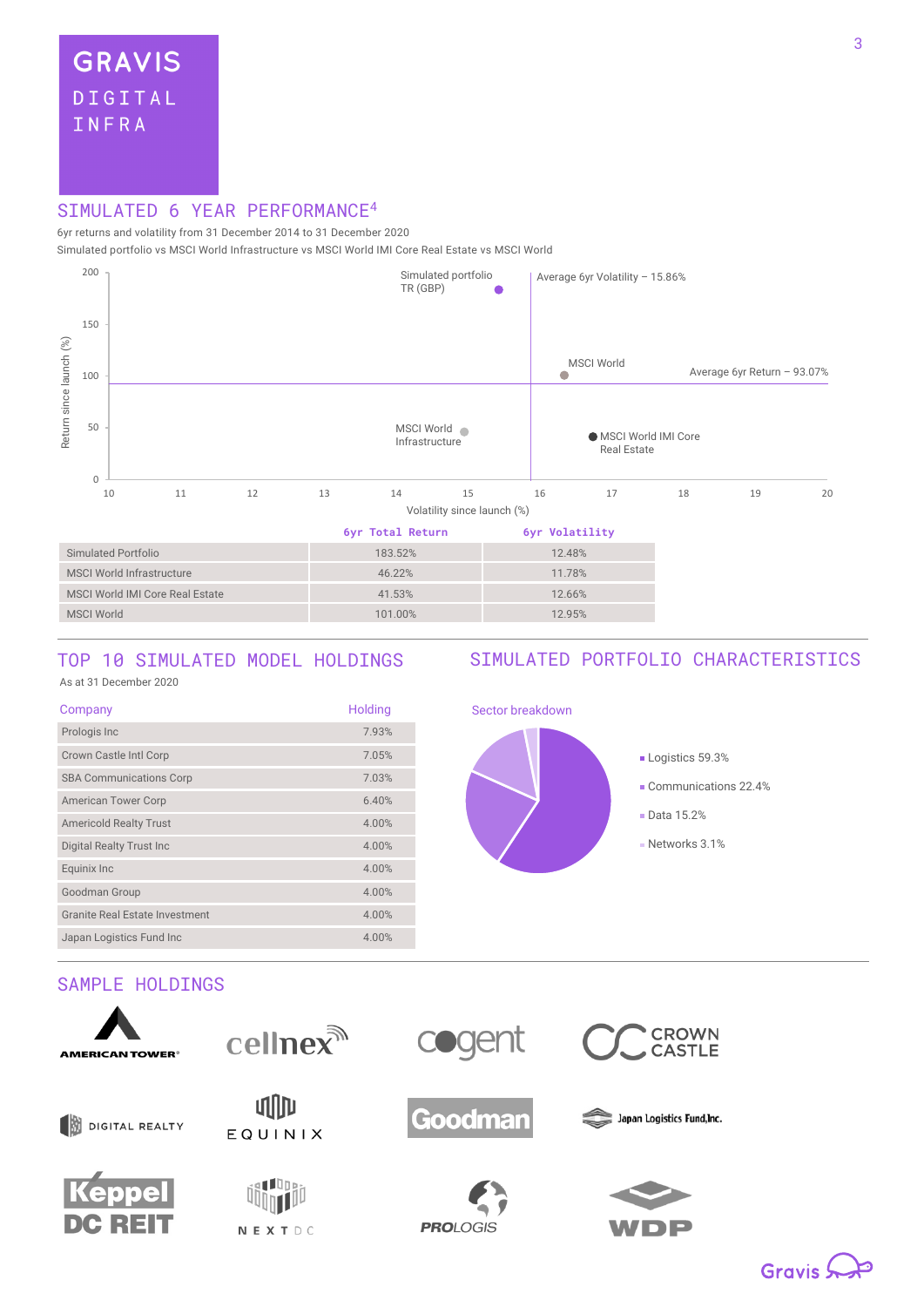GRAVIS DIGITAL INFRA

## SIMULATED 6 YEAR PERFORMANCE[4]

6yr returns and volatility from 31 December 2014 to 31 December 2020

Simulated portfolio vs MSCI World Infrastructure vs MSCI World IMI Core Real Estate vs MSCI World

Simulated portfolio TR (GBP)

Average 6yr Volatility – 15.86%

Average 6yr Return – 93.07%

MSCI World

MSCI World Infrastructure

MSCI World IMI Core Real Estate

Return since launch (%)

Volatility since launch (%)

| | 6yr Total Return | 6yr Volatility |
|---|---|---|
| Simulated Portfolio | 183.52% | 12.48% |
| MSCI World Infrastructure | 46.22% | 11.78% |
| MSCI World IMI Core Real Estate | 41.53% | 12.66% |
| MSCI World | 101.00% | 12.95% |

## TOP 10 SIMULATED MODEL HOLDINGS

As at 31 December 2020

| Company | Holding |
|---|---|
| Prologis Inc | 7.93% |
| Crown Castle Intl Corp | 7.05% |
| SBA Communications Corp | 7.03% |
| American Tower Corp | 6.40% |
| Americold Realty Trust | 4.00% |
| Digital Realty Trust Inc | 4.00% |
| Equinix Inc | 4.00% |
| Goodman Group | 4.00% |
| Granite Real Estate Investment | 4.00% |
| Japan Logistics Fund Inc | 4.00% |

## SIMULATED PORTFOLIO CHARACTERISTICS

Sector breakdown

- Logistics 59.3%
- Communications 22.4%
- Data 15.2%
- Networks 3.1%

## SAMPLE HOLDINGS

American Tower, cellnex, cogent, Crown Castle, Digital Realty, Equinix, Goodman, Japan Logistics Fund,Inc., Keppel DC REIT, NEXTDC, Prologis, WDP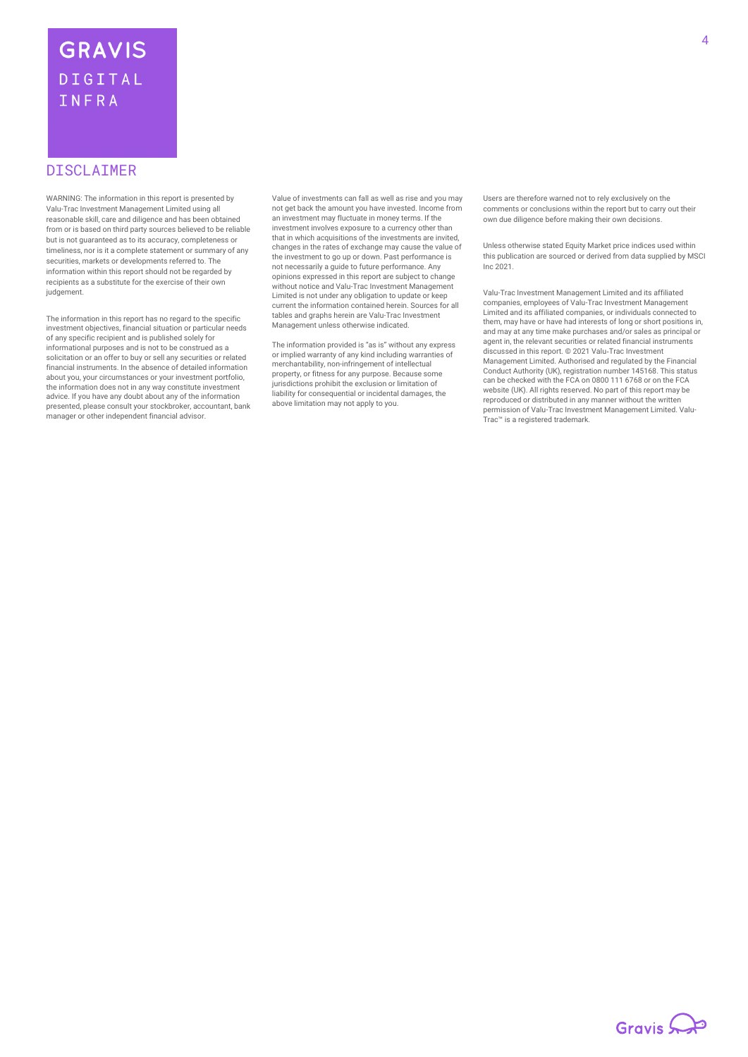# GRAVIS DIGITAL INFRA

## DISCLAIMER

WARNING: The information in this report is presented by Valu-Trac Investment Management Limited using all reasonable skill, care and diligence and has been obtained from or is based on third party sources believed to be reliable but is not guaranteed as to its accuracy, completeness or timeliness, nor is it a complete statement or summary of any securities, markets or developments referred to. The information within this report should not be regarded by recipients as a substitute for the exercise of their own judgement.

The information in this report has no regard to the specific investment objectives, financial situation or particular needs of any specific recipient and is published solely for informational purposes and is not to be construed as a solicitation or an offer to buy or sell any securities or related financial instruments. In the absence of detailed information about you, your circumstances or your investment portfolio, the information does not in any way constitute investment advice. If you have any doubt about any of the information presented, please consult your stockbroker, accountant, bank manager or other independent financial advisor.

Value of investments can fall as well as rise and you may not get back the amount you have invested. Income from an investment may fluctuate in money terms. If the investment involves exposure to a currency other than that in which acquisitions of the investments are invited, changes in the rates of exchange may cause the value of the investment to go up or down. Past performance is not necessarily a guide to future performance. Any opinions expressed in this report are subject to change without notice and Valu-Trac Investment Management Limited is not under any obligation to update or keep current the information contained herein. Sources for all tables and graphs herein are Valu-Trac Investment Management unless otherwise indicated.

The information provided is "as is" without any express or implied warranty of any kind including warranties of merchantability, non-infringement of intellectual property, or fitness for any purpose. Because some jurisdictions prohibit the exclusion or limitation of liability for consequential or incidental damages, the above limitation may not apply to you.

Users are therefore warned not to rely exclusively on the comments or conclusions within the report but to carry out their own due diligence before making their own decisions.

Unless otherwise stated Equity Market price indices used within this publication are sourced or derived from data supplied by MSCI Inc 2021.

Valu-Trac Investment Management Limited and its affiliated companies, employees of Valu-Trac Investment Management Limited and its affiliated companies, or individuals connected to them, may have or have had interests of long or short positions in, and may at any time make purchases and/or sales as principal or agent in, the relevant securities or related financial instruments discussed in this report. © 2021 Valu-Trac Investment Management Limited. Authorised and regulated by the Financial Conduct Authority (UK), registration number 145168. This status can be checked with the FCA on 0800 111 6768 or on the FCA website (UK). All rights reserved. No part of this report may be reproduced or distributed in any manner without the written permission of Valu-Trac Investment Management Limited. Valu-Trac™ is a registered trademark.